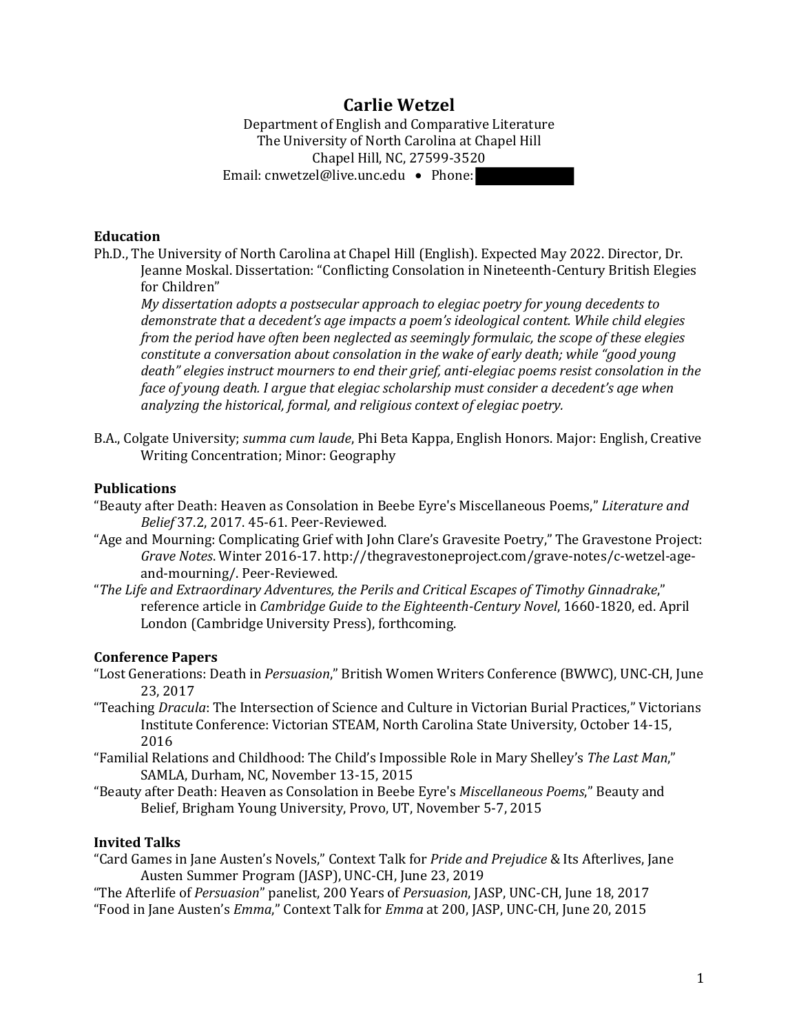# Carlie Wetzel

Department of English and Comparative Literature
The University of North Carolina at Chapel Hill
Chapel Hill, NC, 27599-3520
Email: cnwetzel@live.unc.edu • Phone: [redacted]

## Education

Ph.D., The University of North Carolina at Chapel Hill (English). Expected May 2022. Director, Dr. Jeanne Moskal. Dissertation: "Conflicting Consolation in Nineteenth-Century British Elegies for Children"
*My dissertation adopts a postsecular approach to elegiac poetry for young decedents to demonstrate that a decedent's age impacts a poem's ideological content. While child elegies from the period have often been neglected as seemingly formulaic, the scope of these elegies constitute a conversation about consolation in the wake of early death; while "good young death" elegies instruct mourners to end their grief, anti-elegiac poems resist consolation in the face of young death. I argue that elegiac scholarship must consider a decedent's age when analyzing the historical, formal, and religious context of elegiac poetry.*

B.A., Colgate University; *summa cum laude*, Phi Beta Kappa, English Honors. Major: English, Creative Writing Concentration; Minor: Geography

## Publications

"Beauty after Death: Heaven as Consolation in Beebe Eyre's Miscellaneous Poems," *Literature and Belief* 37.2, 2017. 45-61. Peer-Reviewed.

"Age and Mourning: Complicating Grief with John Clare's Gravesite Poetry," The Gravestone Project: *Grave Notes*. Winter 2016-17. http://thegravestoneproject.com/grave-notes/c-wetzel-age-and-mourning/. Peer-Reviewed.

"*The Life and Extraordinary Adventures, the Perils and Critical Escapes of Timothy Ginnadrake*," reference article in *Cambridge Guide to the Eighteenth-Century Novel*, 1660-1820, ed. April London (Cambridge University Press), forthcoming.

## Conference Papers

"Lost Generations: Death in *Persuasion*," British Women Writers Conference (BWWC), UNC-CH, June 23, 2017

"Teaching *Dracula*: The Intersection of Science and Culture in Victorian Burial Practices," Victorians Institute Conference: Victorian STEAM, North Carolina State University, October 14-15, 2016

"Familial Relations and Childhood: The Child's Impossible Role in Mary Shelley's *The Last Man*," SAMLA, Durham, NC, November 13-15, 2015

"Beauty after Death: Heaven as Consolation in Beebe Eyre's *Miscellaneous Poems*," Beauty and Belief, Brigham Young University, Provo, UT, November 5-7, 2015

## Invited Talks

"Card Games in Jane Austen's Novels," Context Talk for *Pride and Prejudice* & Its Afterlives, Jane Austen Summer Program (JASP), UNC-CH, June 23, 2019

"The Afterlife of *Persuasion*" panelist, 200 Years of *Persuasion*, JASP, UNC-CH, June 18, 2017

"Food in Jane Austen's *Emma*," Context Talk for *Emma* at 200, JASP, UNC-CH, June 20, 2015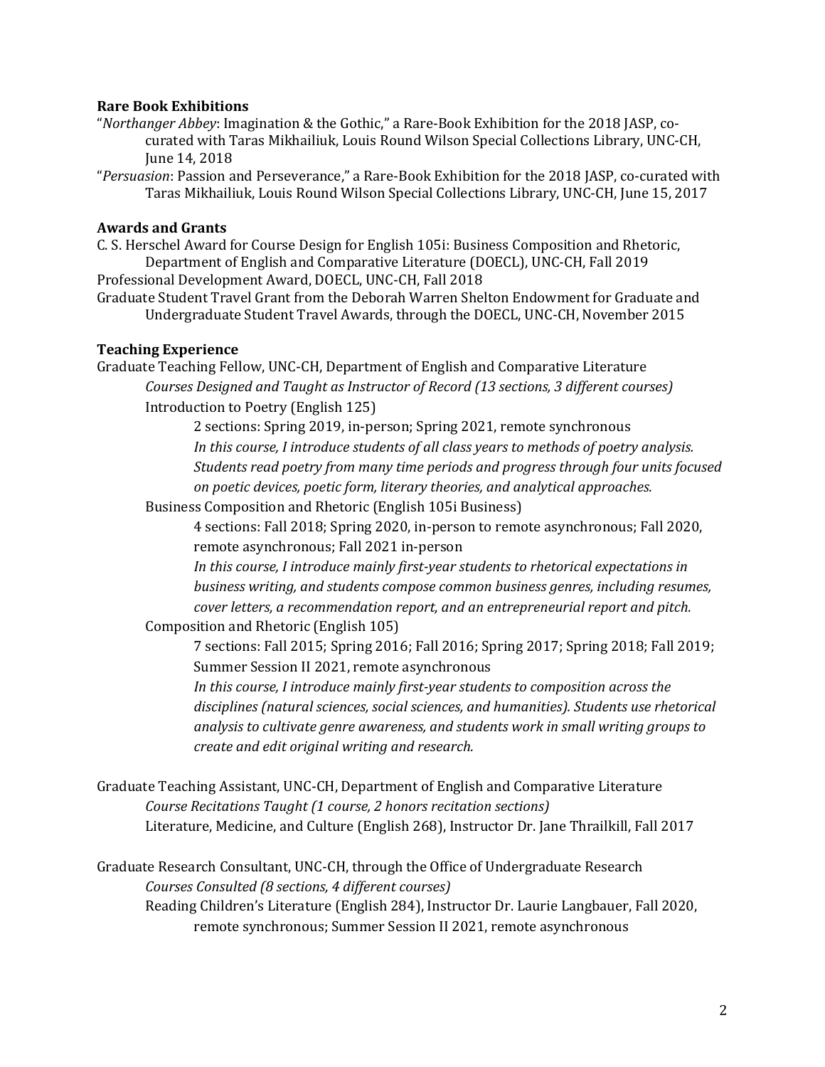**Rare Book Exhibitions**

"*Northanger Abbey*: Imagination & the Gothic," a Rare-Book Exhibition for the 2018 JASP, co-curated with Taras Mikhailiuk, Louis Round Wilson Special Collections Library, UNC-CH, June 14, 2018

"*Persuasion*: Passion and Perseverance," a Rare-Book Exhibition for the 2018 JASP, co-curated with Taras Mikhailiuk, Louis Round Wilson Special Collections Library, UNC-CH, June 15, 2017

**Awards and Grants**

C. S. Herschel Award for Course Design for English 105i: Business Composition and Rhetoric, Department of English and Comparative Literature (DOECL), UNC-CH, Fall 2019

Professional Development Award, DOECL, UNC-CH, Fall 2018

Graduate Student Travel Grant from the Deborah Warren Shelton Endowment for Graduate and Undergraduate Student Travel Awards, through the DOECL, UNC-CH, November 2015

**Teaching Experience**

Graduate Teaching Fellow, UNC-CH, Department of English and Comparative Literature

*Courses Designed and Taught as Instructor of Record (13 sections, 3 different courses)*

Introduction to Poetry (English 125)

2 sections: Spring 2019, in-person; Spring 2021, remote synchronous

*In this course, I introduce students of all class years to methods of poetry analysis. Students read poetry from many time periods and progress through four units focused on poetic devices, poetic form, literary theories, and analytical approaches.*

Business Composition and Rhetoric (English 105i Business)

4 sections: Fall 2018; Spring 2020, in-person to remote asynchronous; Fall 2020, remote asynchronous; Fall 2021 in-person

*In this course, I introduce mainly first-year students to rhetorical expectations in business writing, and students compose common business genres, including resumes, cover letters, a recommendation report, and an entrepreneurial report and pitch.*

Composition and Rhetoric (English 105)

7 sections: Fall 2015; Spring 2016; Fall 2016; Spring 2017; Spring 2018; Fall 2019; Summer Session II 2021, remote asynchronous

*In this course, I introduce mainly first-year students to composition across the disciplines (natural sciences, social sciences, and humanities). Students use rhetorical analysis to cultivate genre awareness, and students work in small writing groups to create and edit original writing and research.*

Graduate Teaching Assistant, UNC-CH, Department of English and Comparative Literature

*Course Recitations Taught (1 course, 2 honors recitation sections)*

Literature, Medicine, and Culture (English 268), Instructor Dr. Jane Thrailkill, Fall 2017

Graduate Research Consultant, UNC-CH, through the Office of Undergraduate Research

*Courses Consulted (8 sections, 4 different courses)*

Reading Children's Literature (English 284), Instructor Dr. Laurie Langbauer, Fall 2020, remote synchronous; Summer Session II 2021, remote asynchronous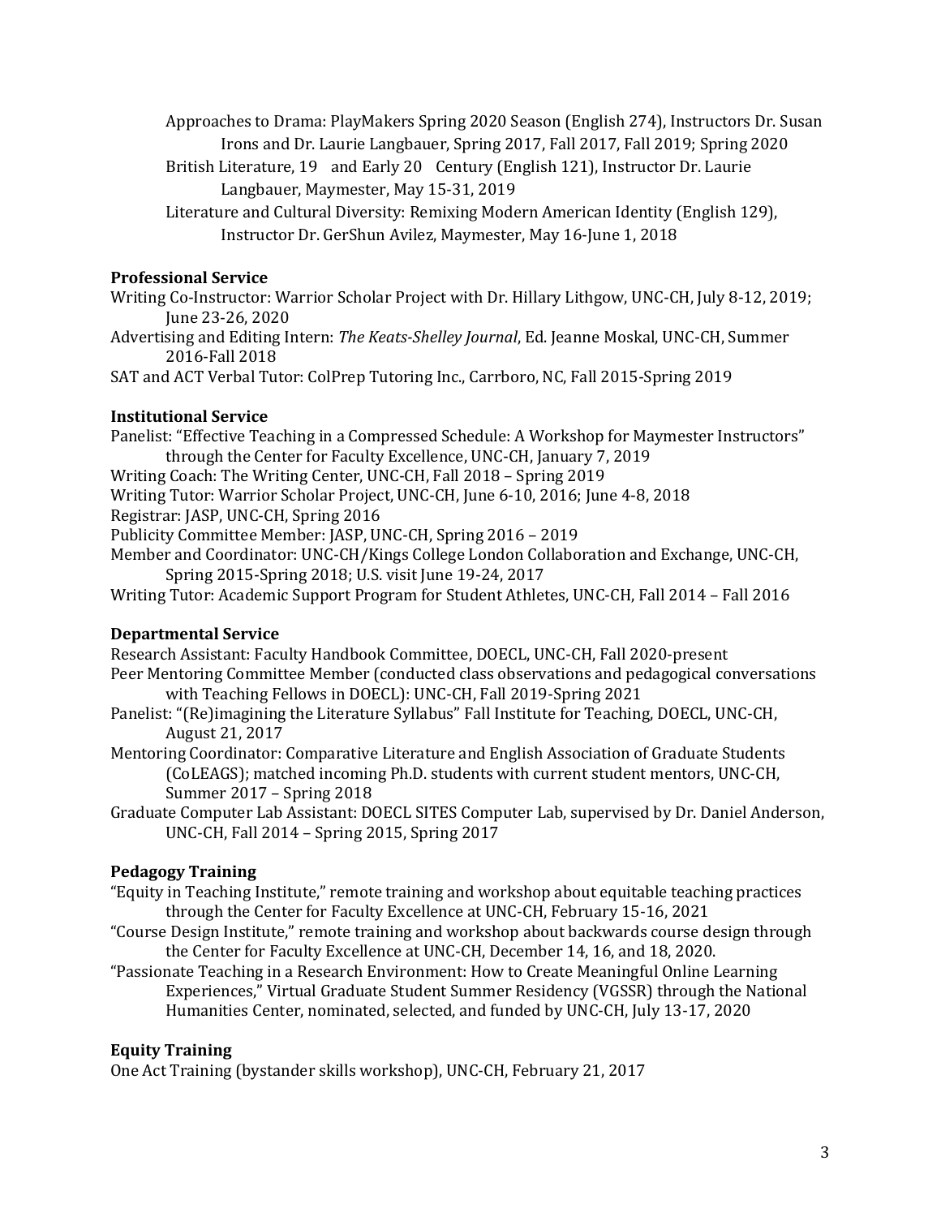Approaches to Drama: PlayMakers Spring 2020 Season (English 274), Instructors Dr. Susan Irons and Dr. Laurie Langbauer, Spring 2017, Fall 2017, Fall 2019; Spring 2020

British Literature, 19th and Early 20th Century (English 121), Instructor Dr. Laurie Langbauer, Maymester, May 15-31, 2019

Literature and Cultural Diversity: Remixing Modern American Identity (English 129), Instructor Dr. GerShun Avilez, Maymester, May 16-June 1, 2018

**Professional Service**

Writing Co-Instructor: Warrior Scholar Project with Dr. Hillary Lithgow, UNC-CH, July 8-12, 2019; June 23-26, 2020

Advertising and Editing Intern: *The Keats-Shelley Journal*, Ed. Jeanne Moskal, UNC-CH, Summer 2016-Fall 2018

SAT and ACT Verbal Tutor: ColPrep Tutoring Inc., Carrboro, NC, Fall 2015-Spring 2019

**Institutional Service**

Panelist: "Effective Teaching in a Compressed Schedule: A Workshop for Maymester Instructors" through the Center for Faculty Excellence, UNC-CH, January 7, 2019

Writing Coach: The Writing Center, UNC-CH, Fall 2018 – Spring 2019

Writing Tutor: Warrior Scholar Project, UNC-CH, June 6-10, 2016; June 4-8, 2018

Registrar: JASP, UNC-CH, Spring 2016

Publicity Committee Member: JASP, UNC-CH, Spring 2016 – 2019

Member and Coordinator: UNC-CH/Kings College London Collaboration and Exchange, UNC-CH, Spring 2015-Spring 2018; U.S. visit June 19-24, 2017

Writing Tutor: Academic Support Program for Student Athletes, UNC-CH, Fall 2014 – Fall 2016

**Departmental Service**

Research Assistant: Faculty Handbook Committee, DOECL, UNC-CH, Fall 2020-present

Peer Mentoring Committee Member (conducted class observations and pedagogical conversations with Teaching Fellows in DOECL): UNC-CH, Fall 2019-Spring 2021

Panelist: "(Re)imagining the Literature Syllabus" Fall Institute for Teaching, DOECL, UNC-CH, August 21, 2017

Mentoring Coordinator: Comparative Literature and English Association of Graduate Students (CoLEAGS); matched incoming Ph.D. students with current student mentors, UNC-CH, Summer 2017 – Spring 2018

Graduate Computer Lab Assistant: DOECL SITES Computer Lab, supervised by Dr. Daniel Anderson, UNC-CH, Fall 2014 – Spring 2015, Spring 2017

**Pedagogy Training**

"Equity in Teaching Institute," remote training and workshop about equitable teaching practices through the Center for Faculty Excellence at UNC-CH, February 15-16, 2021

"Course Design Institute," remote training and workshop about backwards course design through the Center for Faculty Excellence at UNC-CH, December 14, 16, and 18, 2020.

"Passionate Teaching in a Research Environment: How to Create Meaningful Online Learning Experiences," Virtual Graduate Student Summer Residency (VGSSR) through the National Humanities Center, nominated, selected, and funded by UNC-CH, July 13-17, 2020

**Equity Training**

One Act Training (bystander skills workshop), UNC-CH, February 21, 2017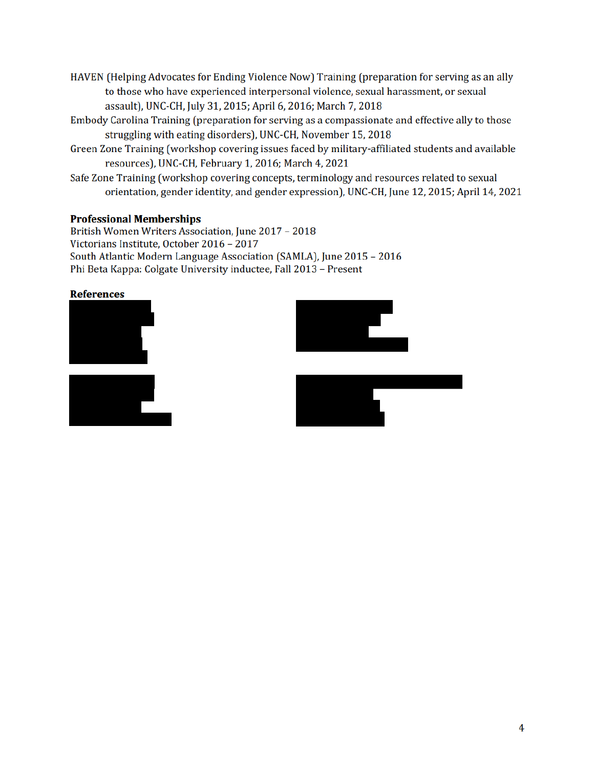HAVEN (Helping Advocates for Ending Violence Now) Training (preparation for serving as an ally to those who have experienced interpersonal violence, sexual harassment, or sexual assault), UNC-CH, July 31, 2015; April 6, 2016; March 7, 2018

Embody Carolina Training (preparation for serving as a compassionate and effective ally to those struggling with eating disorders), UNC-CH, November 15, 2018

Green Zone Training (workshop covering issues faced by military-affiliated students and available resources), UNC-CH, February 1, 2016; March 4, 2021

Safe Zone Training (workshop covering concepts, terminology and resources related to sexual orientation, gender identity, and gender expression), UNC-CH, June 12, 2015; April 14, 2021

**Professional Memberships**

British Women Writers Association, June 2017 – 2018
Victorians Institute, October 2016 – 2017
South Atlantic Modern Language Association (SAMLA), June 2015 – 2016
Phi Beta Kappa: Colgate University inductee, Fall 2013 – Present

**References**